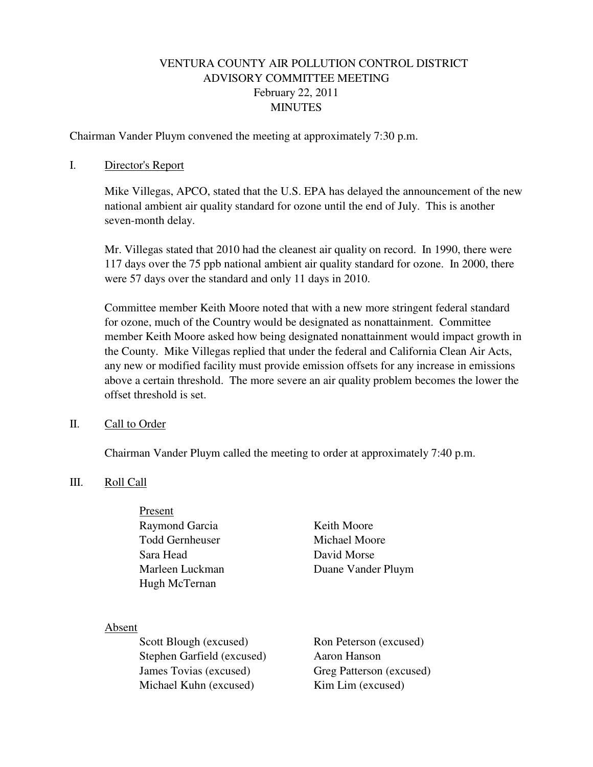# VENTURA COUNTY AIR POLLUTION CONTROL DISTRICT
## ADVISORY COMMITTEE MEETING
### February 22, 2011
### MINUTES

Chairman Vander Pluym convened the meeting at approximately 7:30 p.m.

I. Director's Report

Mike Villegas, APCO, stated that the U.S. EPA has delayed the announcement of the new national ambient air quality standard for ozone until the end of July. This is another seven-month delay.

Mr. Villegas stated that 2010 had the cleanest air quality on record. In 1990, there were 117 days over the 75 ppb national ambient air quality standard for ozone. In 2000, there were 57 days over the standard and only 11 days in 2010.

Committee member Keith Moore noted that with a new more stringent federal standard for ozone, much of the Country would be designated as nonattainment. Committee member Keith Moore asked how being designated nonattainment would impact growth in the County. Mike Villegas replied that under the federal and California Clean Air Acts, any new or modified facility must provide emission offsets for any increase in emissions above a certain threshold. The more severe an air quality problem becomes the lower the offset threshold is set.

II. Call to Order

Chairman Vander Pluym called the meeting to order at approximately 7:40 p.m.

III. Roll Call

Present

Raymond Garcia
Todd Gernheuser
Sara Head
Marleen Luckman
Hugh McTernan
Keith Moore
Michael Moore
David Morse
Duane Vander Pluym

Absent

Scott Blough (excused)
Stephen Garfield (excused)
James Tovias (excused)
Michael Kuhn (excused)
Ron Peterson (excused)
Aaron Hanson
Greg Patterson (excused)
Kim Lim (excused)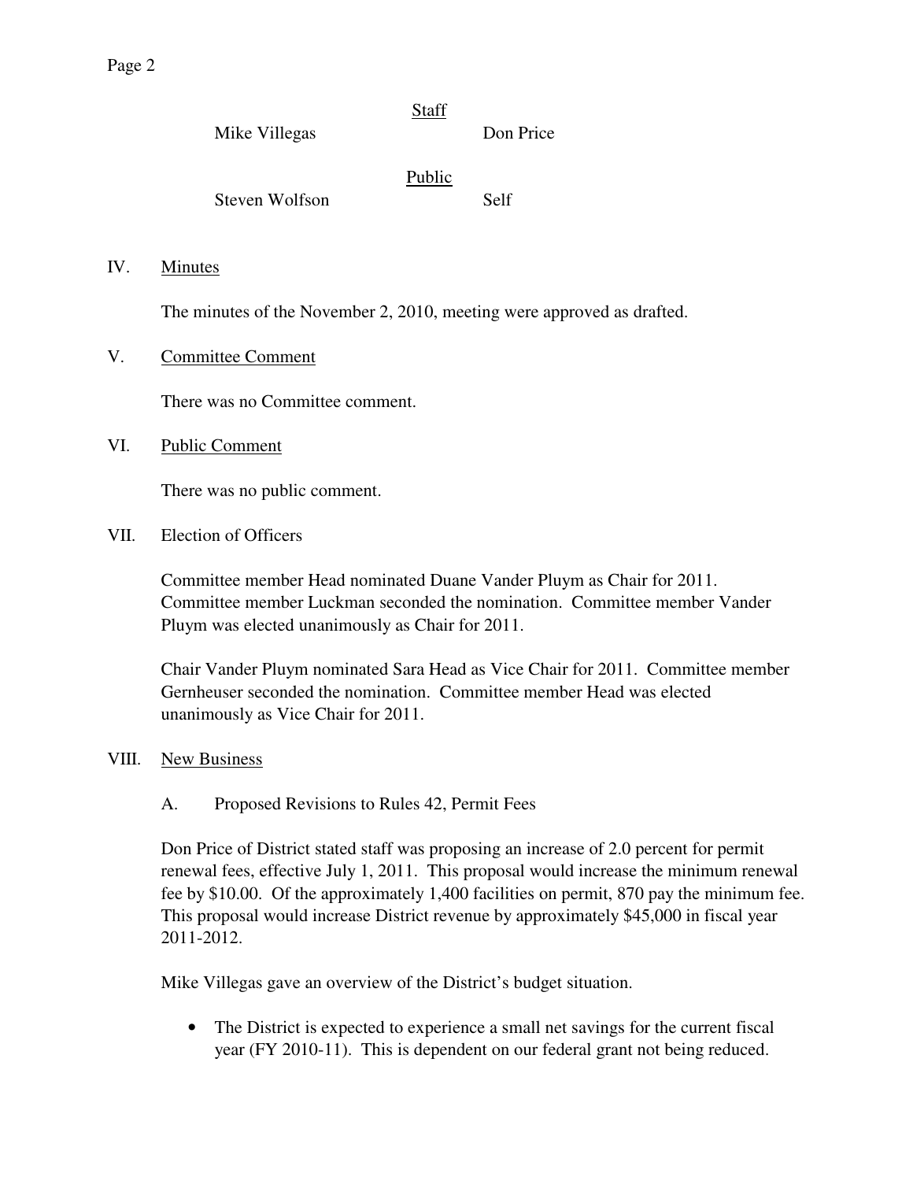Staff

| | |
|---|---|
| Mike Villegas | Don Price |

Public

| | |
|---|---|
| Steven Wolfson | Self |

## IV. Minutes

The minutes of the November 2, 2010, meeting were approved as drafted.

## V. Committee Comment

There was no Committee comment.

## VI. Public Comment

There was no public comment.

## VII. Election of Officers

Committee member Head nominated Duane Vander Pluym as Chair for 2011. Committee member Luckman seconded the nomination. Committee member Vander Pluym was elected unanimously as Chair for 2011.

Chair Vander Pluym nominated Sara Head as Vice Chair for 2011. Committee member Gernheuser seconded the nomination. Committee member Head was elected unanimously as Vice Chair for 2011.

## VIII. New Business

### A. Proposed Revisions to Rules 42, Permit Fees

Don Price of District stated staff was proposing an increase of 2.0 percent for permit renewal fees, effective July 1, 2011. This proposal would increase the minimum renewal fee by $10.00. Of the approximately 1,400 facilities on permit, 870 pay the minimum fee. This proposal would increase District revenue by approximately $45,000 in fiscal year 2011-2012.

Mike Villegas gave an overview of the District's budget situation.

- The District is expected to experience a small net savings for the current fiscal year (FY 2010-11). This is dependent on our federal grant not being reduced.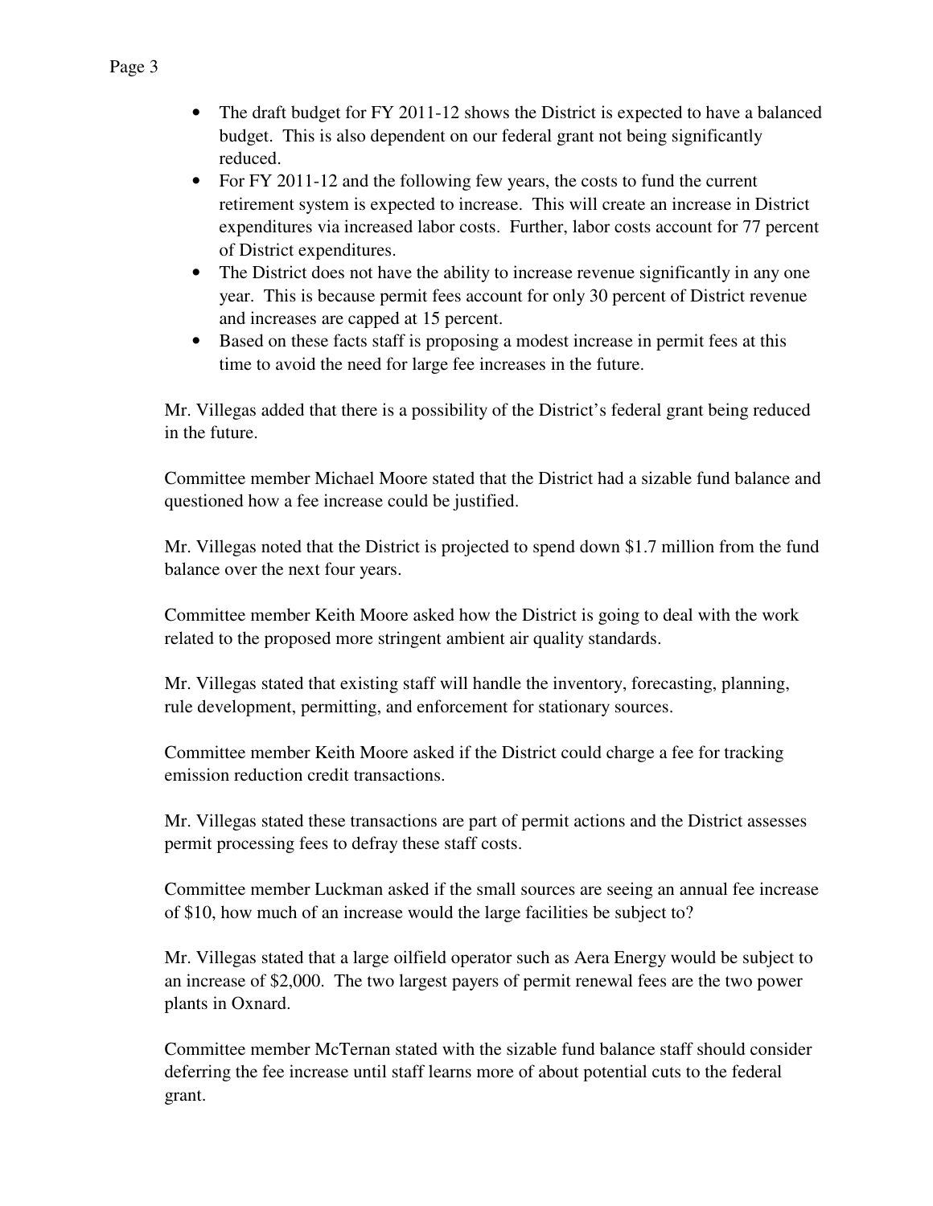- The draft budget for FY 2011-12 shows the District is expected to have a balanced budget. This is also dependent on our federal grant not being significantly reduced.
- For FY 2011-12 and the following few years, the costs to fund the current retirement system is expected to increase. This will create an increase in District expenditures via increased labor costs. Further, labor costs account for 77 percent of District expenditures.
- The District does not have the ability to increase revenue significantly in any one year. This is because permit fees account for only 30 percent of District revenue and increases are capped at 15 percent.
- Based on these facts staff is proposing a modest increase in permit fees at this time to avoid the need for large fee increases in the future.

Mr. Villegas added that there is a possibility of the District's federal grant being reduced in the future.

Committee member Michael Moore stated that the District had a sizable fund balance and questioned how a fee increase could be justified.

Mr. Villegas noted that the District is projected to spend down $1.7 million from the fund balance over the next four years.

Committee member Keith Moore asked how the District is going to deal with the work related to the proposed more stringent ambient air quality standards.

Mr. Villegas stated that existing staff will handle the inventory, forecasting, planning, rule development, permitting, and enforcement for stationary sources.

Committee member Keith Moore asked if the District could charge a fee for tracking emission reduction credit transactions.

Mr. Villegas stated these transactions are part of permit actions and the District assesses permit processing fees to defray these staff costs.

Committee member Luckman asked if the small sources are seeing an annual fee increase of $10, how much of an increase would the large facilities be subject to?

Mr. Villegas stated that a large oilfield operator such as Aera Energy would be subject to an increase of $2,000. The two largest payers of permit renewal fees are the two power plants in Oxnard.

Committee member McTernan stated with the sizable fund balance staff should consider deferring the fee increase until staff learns more of about potential cuts to the federal grant.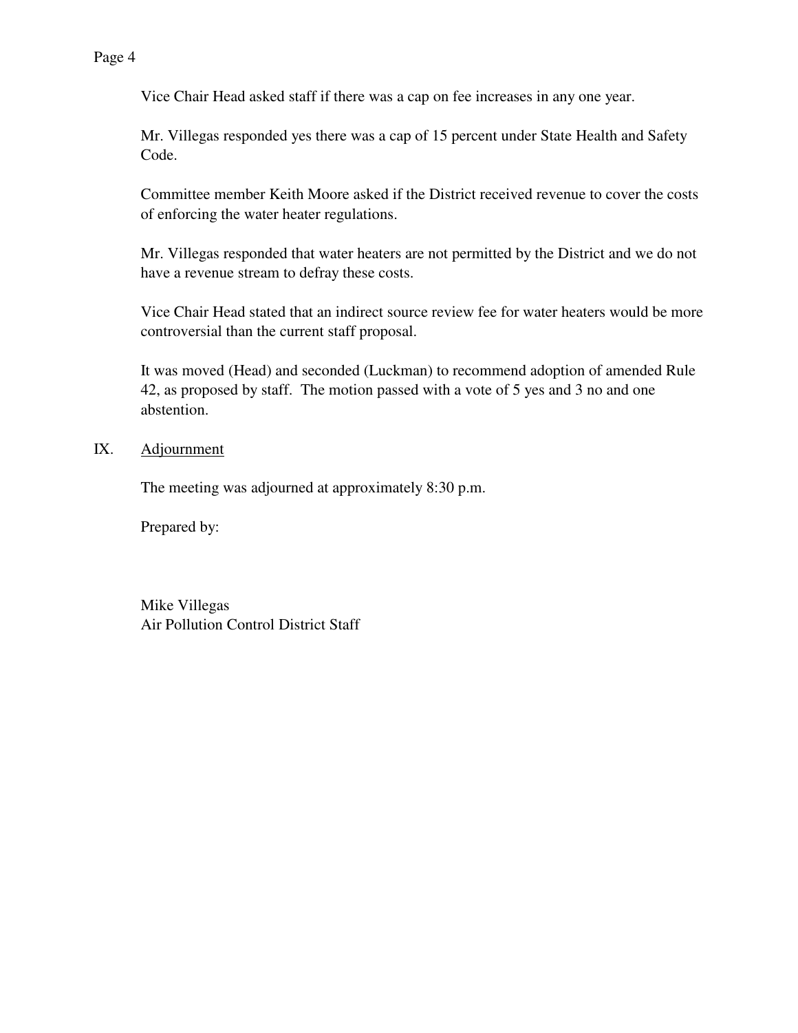Vice Chair Head asked staff if there was a cap on fee increases in any one year.

Mr. Villegas responded yes there was a cap of 15 percent under State Health and Safety Code.

Committee member Keith Moore asked if the District received revenue to cover the costs of enforcing the water heater regulations.

Mr. Villegas responded that water heaters are not permitted by the District and we do not have a revenue stream to defray these costs.

Vice Chair Head stated that an indirect source review fee for water heaters would be more controversial than the current staff proposal.

It was moved (Head) and seconded (Luckman) to recommend adoption of amended Rule 42, as proposed by staff. The motion passed with a vote of 5 yes and 3 no and one abstention.

## IX. Adjournment

The meeting was adjourned at approximately 8:30 p.m.

Prepared by:

Mike Villegas
Air Pollution Control District Staff